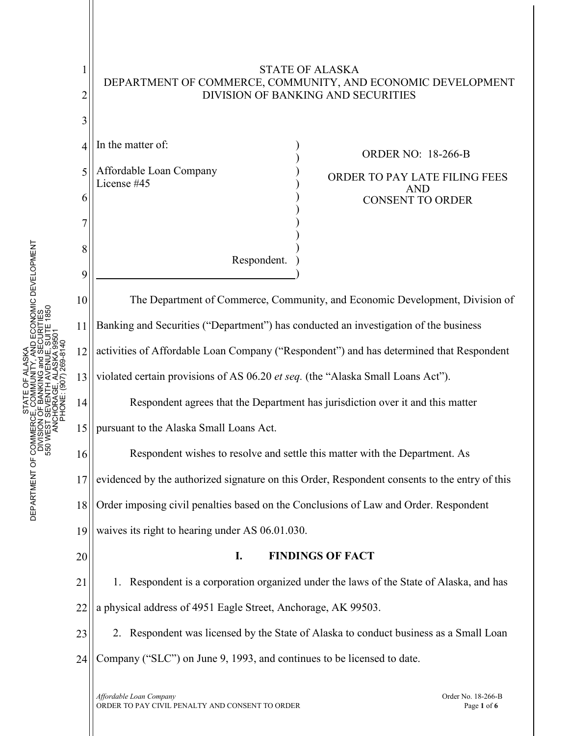STATE OF ALASKA
DEPARTMENT OF COMMERCE, COMMUNITY, AND ECONOMIC DEVELOPMENT
DIVISION OF BANKING AND SECURITIES

| In the matter of: | |
|---|---|
| Affordable Loan Company<br>License #45 | ORDER NO: 18-266-B<br><br>ORDER TO PAY LATE FILING FEES AND CONSENT TO ORDER |
| Respondent. | |

The Department of Commerce, Community, and Economic Development, Division of Banking and Securities ("Department") has conducted an investigation of the business activities of Affordable Loan Company ("Respondent") and has determined that Respondent violated certain provisions of AS 06.20 *et seq.* (the "Alaska Small Loans Act").

Respondent agrees that the Department has jurisdiction over it and this matter pursuant to the Alaska Small Loans Act.

Respondent wishes to resolve and settle this matter with the Department. As evidenced by the authorized signature on this Order, Respondent consents to the entry of this Order imposing civil penalties based on the Conclusions of Law and Order. Respondent waives its right to hearing under AS 06.01.030.

## I. FINDINGS OF FACT

1. Respondent is a corporation organized under the laws of the State of Alaska, and has a physical address of 4951 Eagle Street, Anchorage, AK 99503.

2. Respondent was licensed by the State of Alaska to conduct business as a Small Loan Company ("SLC") on June 9, 1993, and continues to be licensed to date.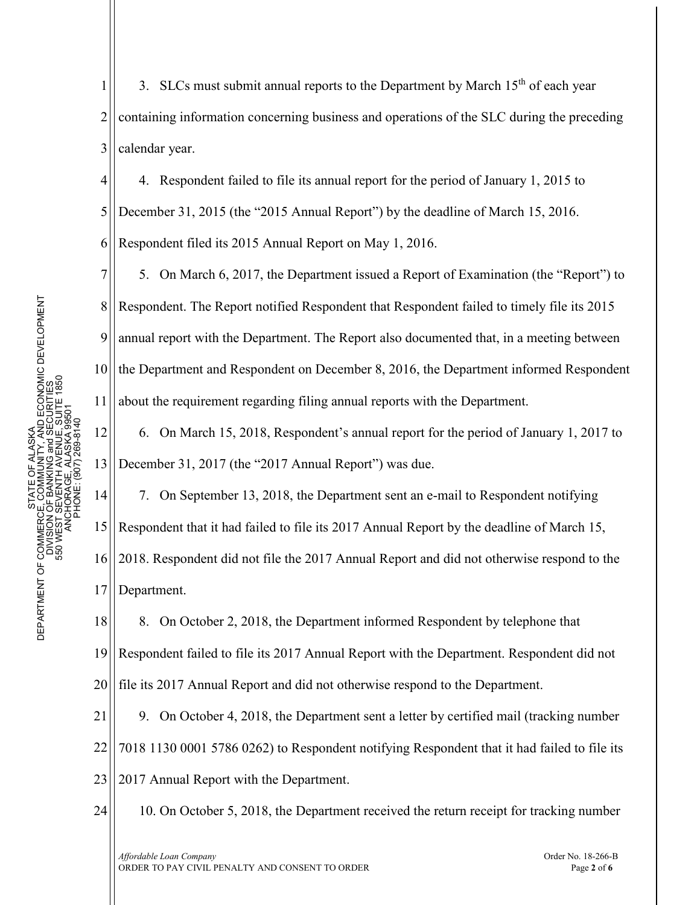3. SLCs must submit annual reports to the Department by March 15th of each year containing information concerning business and operations of the SLC during the preceding calendar year.

4. Respondent failed to file its annual report for the period of January 1, 2015 to December 31, 2015 (the "2015 Annual Report") by the deadline of March 15, 2016. Respondent filed its 2015 Annual Report on May 1, 2016.

5. On March 6, 2017, the Department issued a Report of Examination (the "Report") to Respondent. The Report notified Respondent that Respondent failed to timely file its 2015 annual report with the Department. The Report also documented that, in a meeting between the Department and Respondent on December 8, 2016, the Department informed Respondent about the requirement regarding filing annual reports with the Department.

6. On March 15, 2018, Respondent's annual report for the period of January 1, 2017 to December 31, 2017 (the "2017 Annual Report") was due.

7. On September 13, 2018, the Department sent an e-mail to Respondent notifying Respondent that it had failed to file its 2017 Annual Report by the deadline of March 15, 2018. Respondent did not file the 2017 Annual Report and did not otherwise respond to the Department.

8. On October 2, 2018, the Department informed Respondent by telephone that Respondent failed to file its 2017 Annual Report with the Department. Respondent did not file its 2017 Annual Report and did not otherwise respond to the Department.

9. On October 4, 2018, the Department sent a letter by certified mail (tracking number 7018 1130 0001 5786 0262) to Respondent notifying Respondent that it had failed to file its 2017 Annual Report with the Department.

10. On October 5, 2018, the Department received the return receipt for tracking number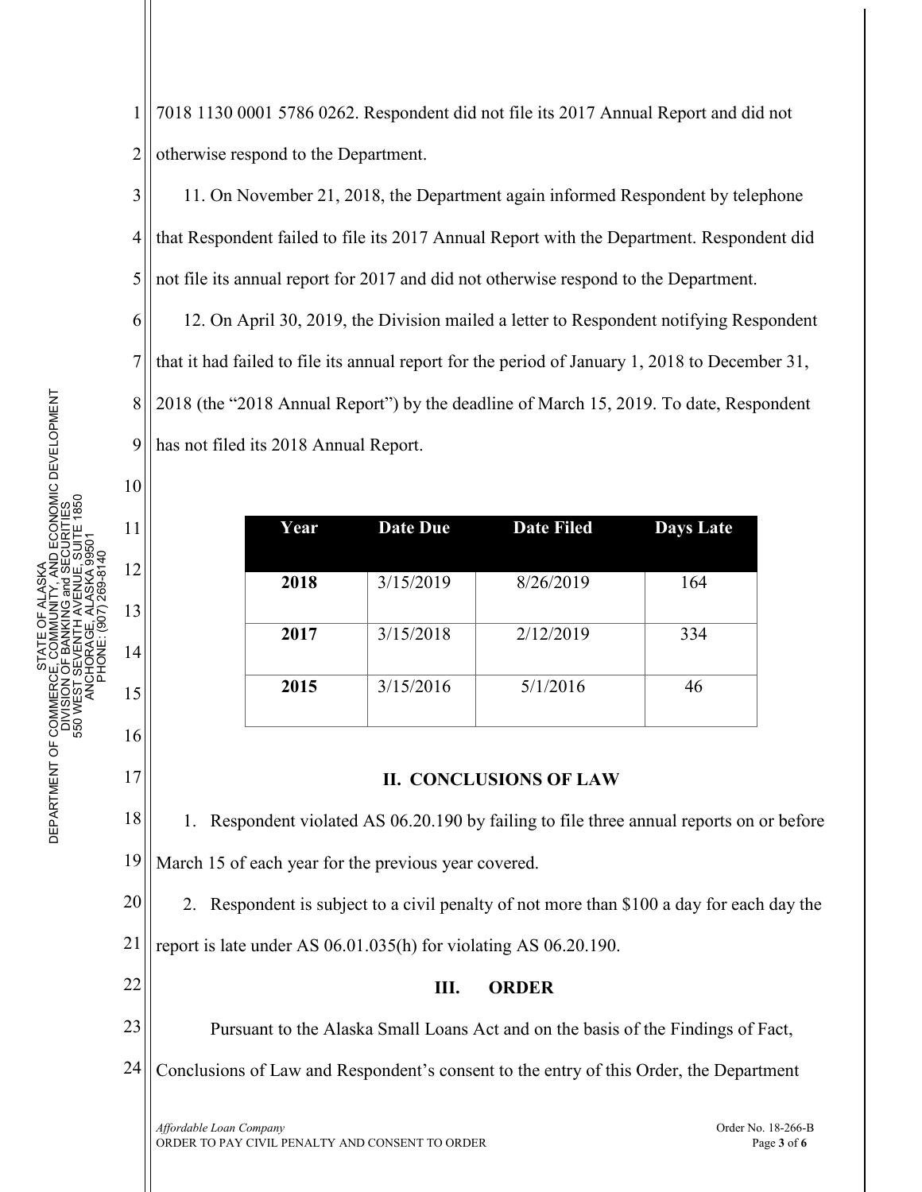7018 1130 0001 5786 0262. Respondent did not file its 2017 Annual Report and did not otherwise respond to the Department.

11. On November 21, 2018, the Department again informed Respondent by telephone that Respondent failed to file its 2017 Annual Report with the Department. Respondent did not file its annual report for 2017 and did not otherwise respond to the Department.

12. On April 30, 2019, the Division mailed a letter to Respondent notifying Respondent that it had failed to file its annual report for the period of January 1, 2018 to December 31, 2018 (the "2018 Annual Report") by the deadline of March 15, 2019. To date, Respondent has not filed its 2018 Annual Report.

| Year | Date Due | Date Filed | Days Late |
|---|---|---|---|
| **2018** | 3/15/2019 | 8/26/2019 | 164 |
| **2017** | 3/15/2018 | 2/12/2019 | 334 |
| **2015** | 3/15/2016 | 5/1/2016 | 46 |

## II. CONCLUSIONS OF LAW

1. Respondent violated AS 06.20.190 by failing to file three annual reports on or before March 15 of each year for the previous year covered.

2. Respondent is subject to a civil penalty of not more than $100 a day for each day the report is late under AS 06.01.035(h) for violating AS 06.20.190.

## III. ORDER

Pursuant to the Alaska Small Loans Act and on the basis of the Findings of Fact, Conclusions of Law and Respondent's consent to the entry of this Order, the Department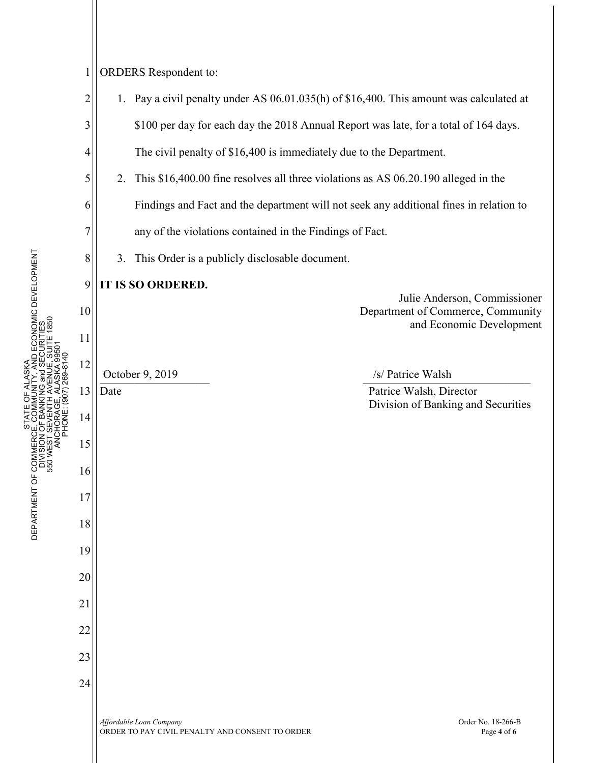ORDERS Respondent to:

1. Pay a civil penalty under AS 06.01.035(h) of $16,400. This amount was calculated at $100 per day for each day the 2018 Annual Report was late, for a total of 164 days. The civil penalty of $16,400 is immediately due to the Department.
2. This $16,400.00 fine resolves all three violations as AS 06.20.190 alleged in the Findings and Fact and the department will not seek any additional fines in relation to any of the violations contained in the Findings of Fact.
3. This Order is a publicly disclosable document.

**IT IS SO ORDERED.**

Julie Anderson, Commissioner
Department of Commerce, Community and Economic Development

October 9, 2019
Date

/s/ Patrice Walsh
Patrice Walsh, Director
Division of Banking and Securities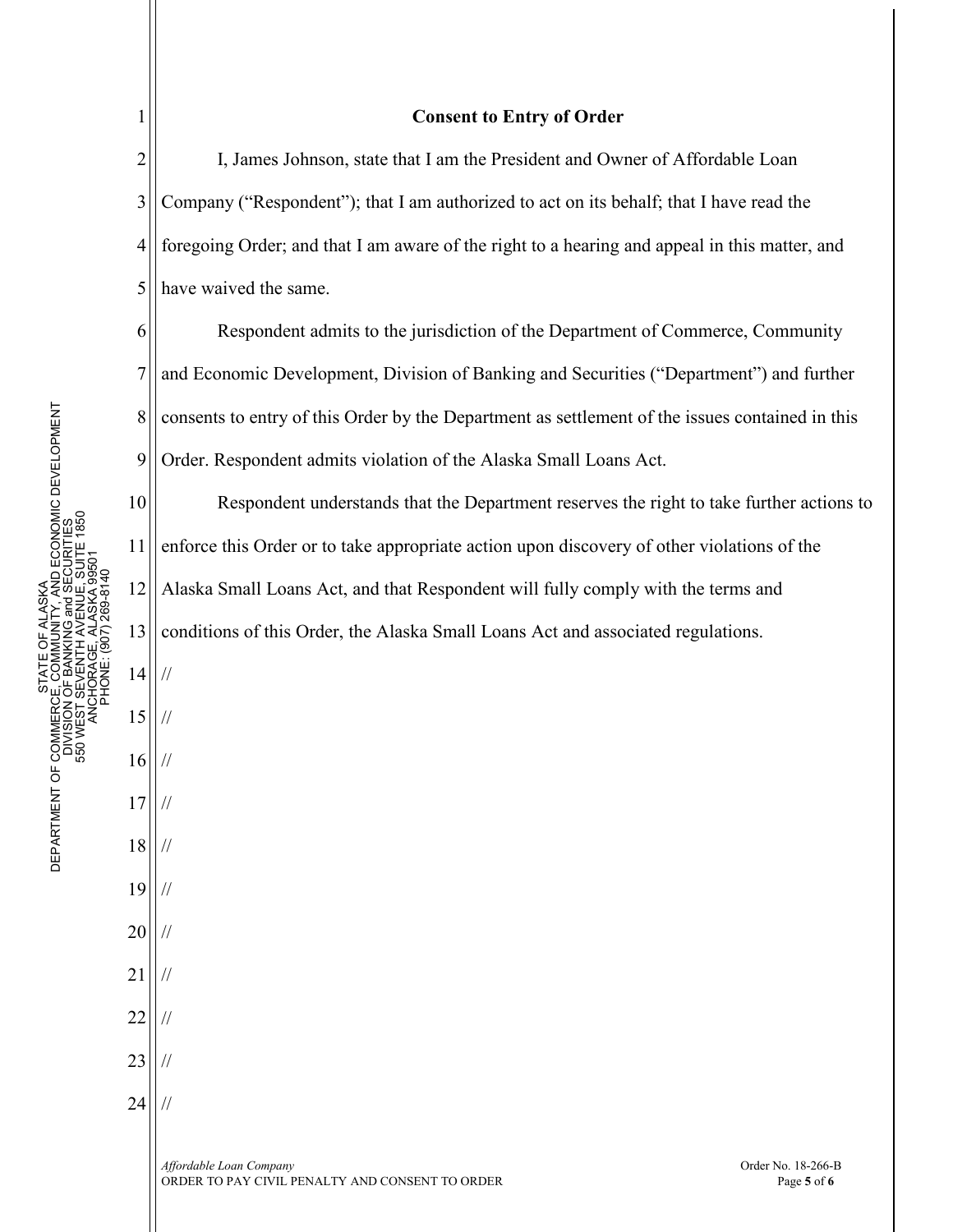**Consent to Entry of Order**

I, James Johnson, state that I am the President and Owner of Affordable Loan Company ("Respondent"); that I am authorized to act on its behalf; that I have read the foregoing Order; and that I am aware of the right to a hearing and appeal in this matter, and have waived the same.

Respondent admits to the jurisdiction of the Department of Commerce, Community and Economic Development, Division of Banking and Securities ("Department") and further consents to entry of this Order by the Department as settlement of the issues contained in this Order. Respondent admits violation of the Alaska Small Loans Act.

Respondent understands that the Department reserves the right to take further actions to enforce this Order or to take appropriate action upon discovery of other violations of the Alaska Small Loans Act, and that Respondent will fully comply with the terms and conditions of this Order, the Alaska Small Loans Act and associated regulations.

//

//

//

//

//

//

//

//

//

//

//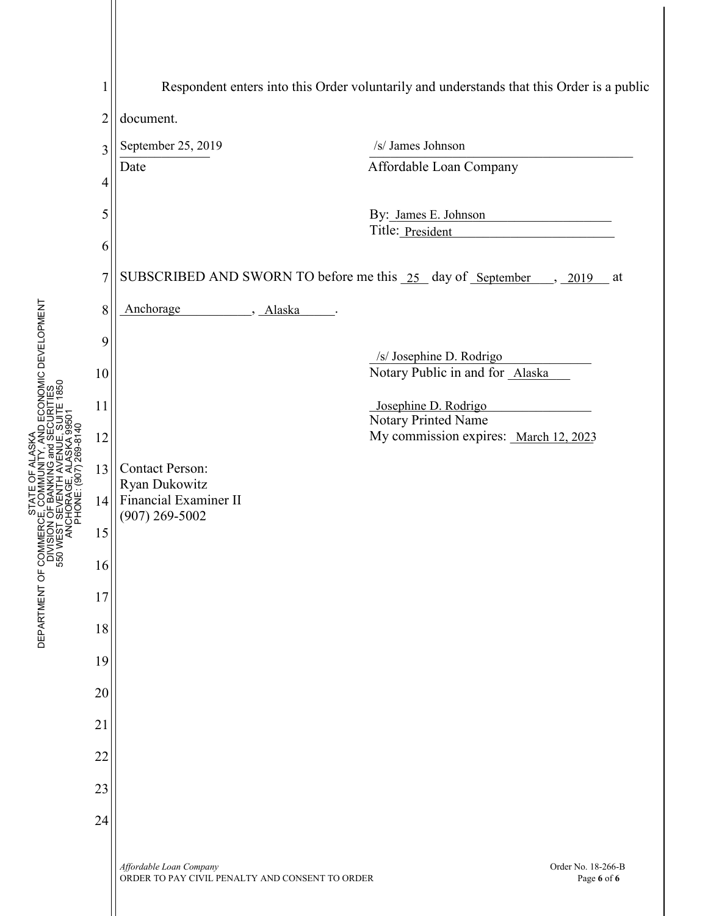Respondent enters into this Order voluntarily and understands that this Order is a public document.

September 25, 2019
Date

/s/ James Johnson
Affordable Loan Company

By: James E. Johnson
Title: President

SUBSCRIBED AND SWORN TO before me this 25 day of September, 2019 at Anchorage, Alaska.

/s/ Josephine D. Rodrigo
Notary Public in and for Alaska

Josephine D. Rodrigo
Notary Printed Name
My commission expires: March 12, 2023

Contact Person:
Ryan Dukowitz
Financial Examiner II
(907) 269-5002